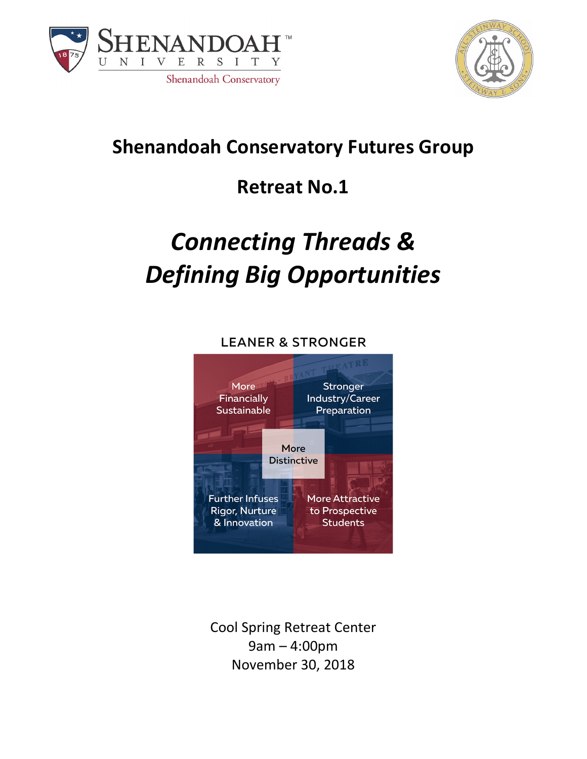# Shenandoah Conservatory Futures Group

## Retreat No.1

# *Connecting Threads & Defining Big Opportunities*

LEANER & STRONGER

More Financially Sustainable

Stronger Industry/Career Preparation

More Distinctive

Further Infuses Rigor, Nurture & Innovation

More Attractive to Prospective Students

Cool Spring Retreat Center
9am – 4:00pm
November 30, 2018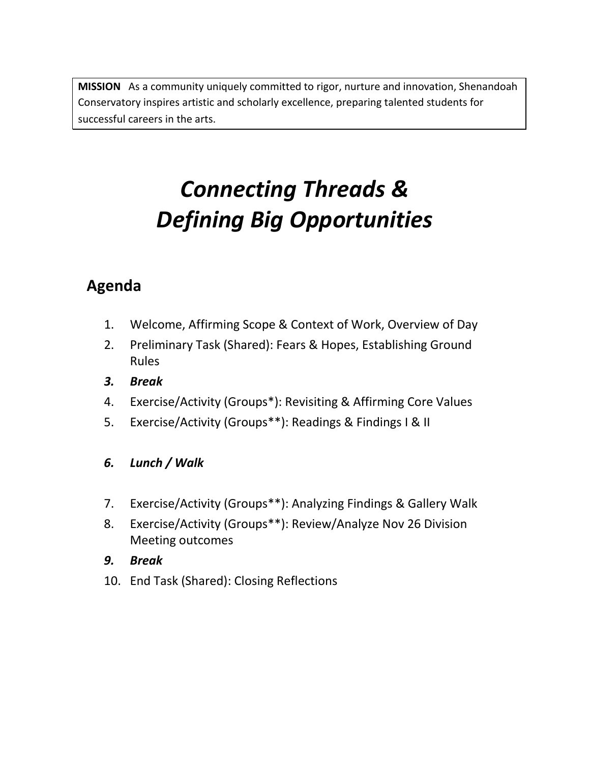**MISSION** As a community uniquely committed to rigor, nurture and innovation, Shenandoah Conservatory inspires artistic and scholarly excellence, preparing talented students for successful careers in the arts.

# *Connecting Threads & Defining Big Opportunities*

## Agenda

1. Welcome, Affirming Scope & Context of Work, Overview of Day
2. Preliminary Task (Shared): Fears & Hopes, Establishing Ground Rules
3. ***Break***
4. Exercise/Activity (Groups*): Revisiting & Affirming Core Values
5. Exercise/Activity (Groups**): Readings & Findings I & II
6. ***Lunch / Walk***
7. Exercise/Activity (Groups**): Analyzing Findings & Gallery Walk
8. Exercise/Activity (Groups**): Review/Analyze Nov 26 Division Meeting outcomes
9. ***Break***
10. End Task (Shared): Closing Reflections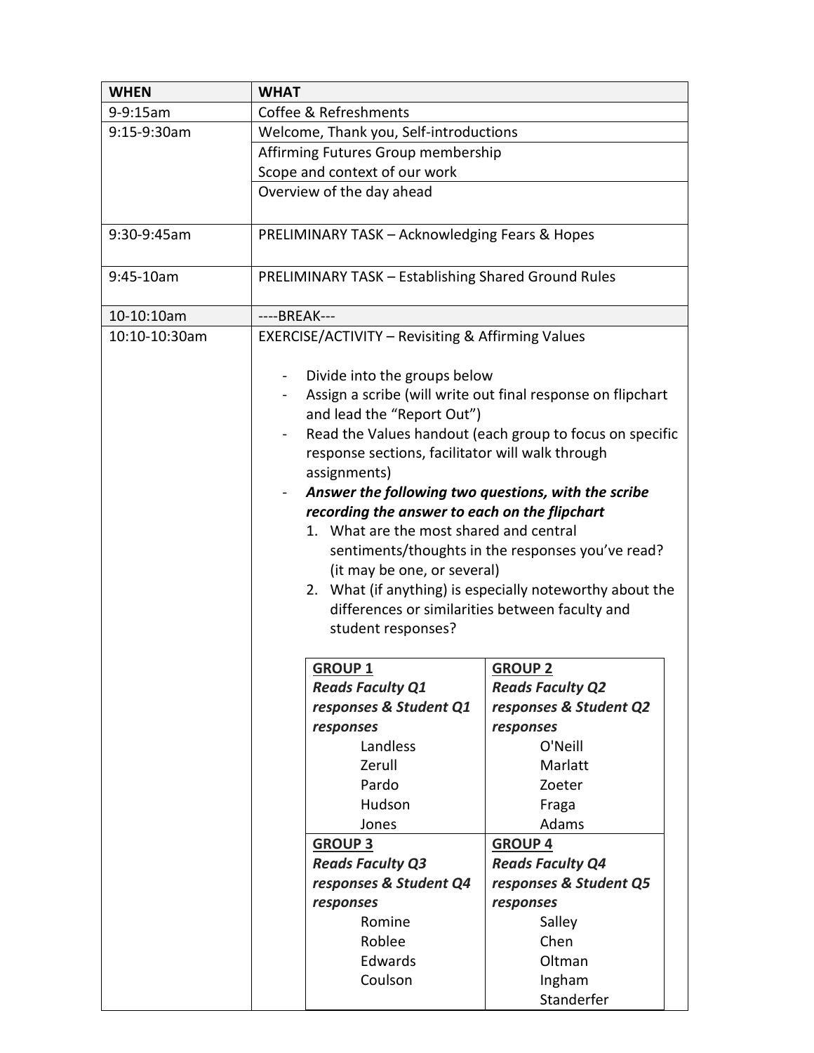| WHEN | WHAT |
| --- | --- |
| 9-9:15am | Coffee & Refreshments |
| 9:15-9:30am | Welcome, Thank you, Self-introductions |
| | Affirming Futures Group membership<br>Scope and context of our work |
| | Overview of the day ahead |
| 9:30-9:45am | PRELIMINARY TASK – Acknowledging Fears & Hopes |
| 9:45-10am | PRELIMINARY TASK – Establishing Shared Ground Rules |
| 10-10:10am | ----BREAK--- |
| 10:10-10:30am | EXERCISE/ACTIVITY – Revisiting & Affirming Values<br><br>- Divide into the groups below<br>- Assign a scribe (will write out final response on flipchart and lead the "Report Out")<br>- Read the Values handout (each group to focus on specific response sections, facilitator will walk through assignments)<br>- ***Answer the following two questions, with the scribe recording the answer to each on the flipchart***<br>1. What are the most shared and central sentiments/thoughts in the responses you've read? (it may be one, or several)<br>2. What (if anything) is especially noteworthy about the differences or similarities between faculty and student responses? |

| **GROUP 1**<br>***Reads Faculty Q1 responses & Student Q1 responses*** | **GROUP 2**<br>***Reads Faculty Q2 responses & Student Q2 responses*** |
| --- | --- |
| Landless<br>Zerull<br>Pardo<br>Hudson<br>Jones | O'Neill<br>Marlatt<br>Zoeter<br>Fraga<br>Adams |
| **GROUP 3**<br>***Reads Faculty Q3 responses & Student Q4 responses*** | **GROUP 4**<br>***Reads Faculty Q4 responses & Student Q5 responses*** |
| Romine<br>Roblee<br>Edwards<br>Coulson | Salley<br>Chen<br>Oltman<br>Ingham<br>Standerfer |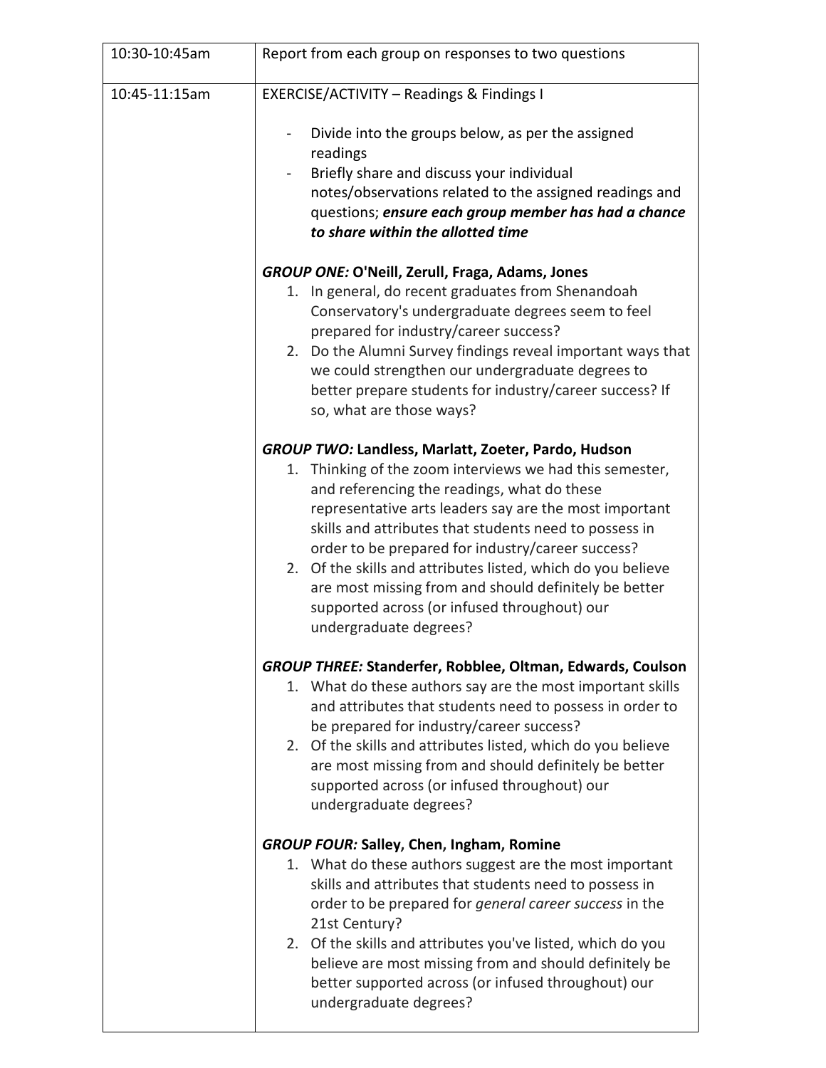| | |
|---|---|
| 10:30-10:45am | Report from each group on responses to two questions |
| 10:45-11:15am | EXERCISE/ACTIVITY – Readings & Findings I<br><br>- Divide into the groups below, as per the assigned readings<br>- Briefly share and discuss your individual notes/observations related to the assigned readings and questions; ***ensure each group member has had a chance to share within the allotted time***<br><br>***GROUP ONE:* O'Neill, Zerull, Fraga, Adams, Jones**<br>1. In general, do recent graduates from Shenandoah Conservatory's undergraduate degrees seem to feel prepared for industry/career success?<br>2. Do the Alumni Survey findings reveal important ways that we could strengthen our undergraduate degrees to better prepare students for industry/career success? If so, what are those ways?<br><br>***GROUP TWO:* Landless, Marlatt, Zoeter, Pardo, Hudson**<br>1. Thinking of the zoom interviews we had this semester, and referencing the readings, what do these representative arts leaders say are the most important skills and attributes that students need to possess in order to be prepared for industry/career success?<br>2. Of the skills and attributes listed, which do you believe are most missing from and should definitely be better supported across (or infused throughout) our undergraduate degrees?<br><br>***GROUP THREE:* Standerfer, Robblee, Oltman, Edwards, Coulson**<br>1. What do these authors say are the most important skills and attributes that students need to possess in order to be prepared for industry/career success?<br>2. Of the skills and attributes listed, which do you believe are most missing from and should definitely be better supported across (or infused throughout) our undergraduate degrees?<br><br>***GROUP FOUR:* Salley, Chen, Ingham, Romine**<br>1. What do these authors suggest are the most important skills and attributes that students need to possess in order to be prepared for *general career success* in the 21st Century?<br>2. Of the skills and attributes you've listed, which do you believe are most missing from and should definitely be better supported across (or infused throughout) our undergraduate degrees? |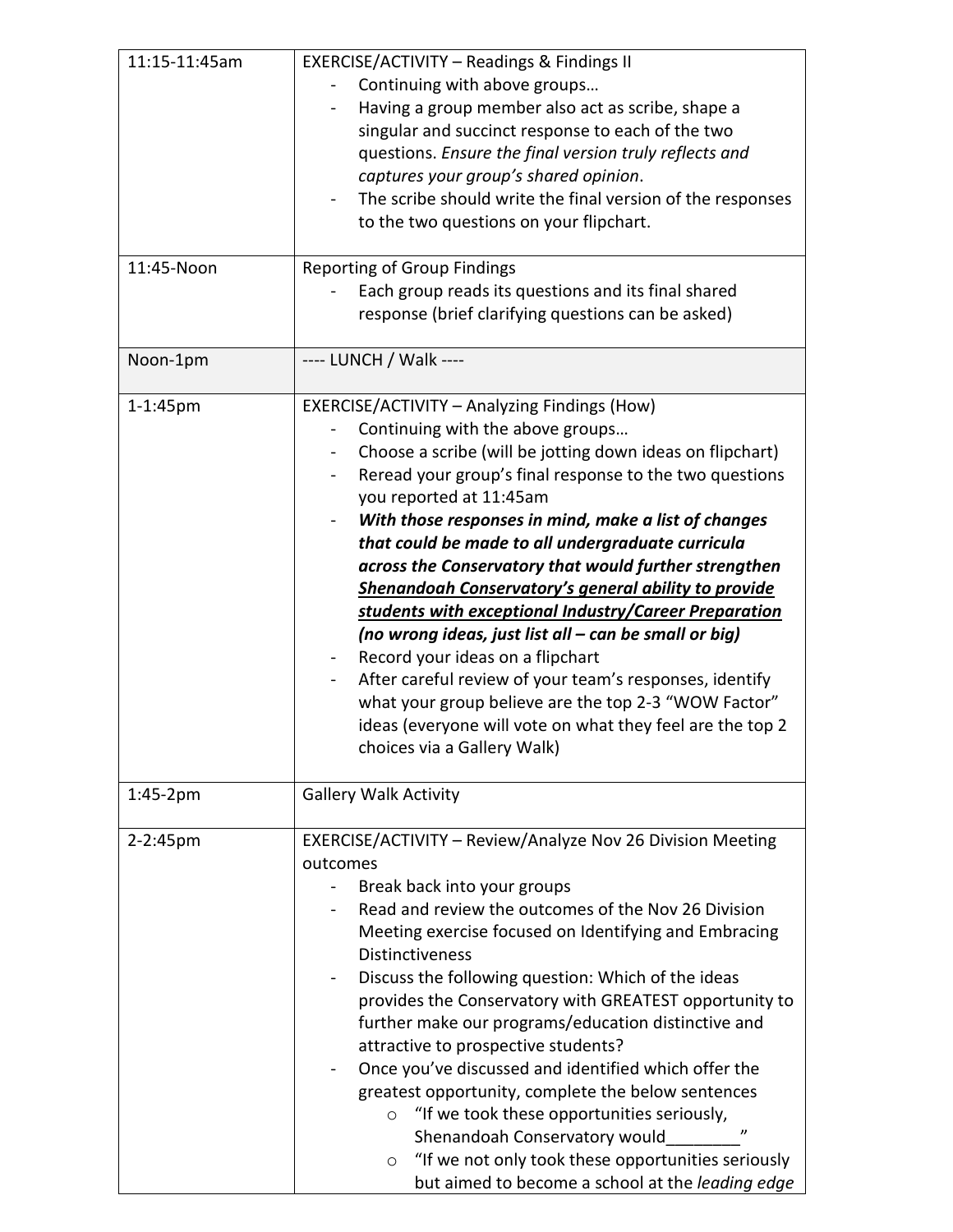| | |
|---|---|
| 11:15-11:45am | EXERCISE/ACTIVITY – Readings & Findings II<br>- Continuing with above groups…<br>- Having a group member also act as scribe, shape a singular and succinct response to each of the two questions. *Ensure the final version truly reflects and captures your group's shared opinion*.<br>- The scribe should write the final version of the responses to the two questions on your flipchart. |
| 11:45-Noon | Reporting of Group Findings<br>- Each group reads its questions and its final shared response (brief clarifying questions can be asked) |
| Noon-1pm | ---- LUNCH / Walk ---- |
| 1-1:45pm | EXERCISE/ACTIVITY – Analyzing Findings (How)<br>- Continuing with the above groups…<br>- Choose a scribe (will be jotting down ideas on flipchart)<br>- Reread your group's final response to the two questions you reported at 11:45am<br>- ***With those responses in mind, make a list of changes that could be made to all undergraduate curricula across the Conservatory that would further strengthen <u>Shenandoah Conservatory's general ability to provide students with exceptional Industry/Career Preparation</u> (no wrong ideas, just list all – can be small or big)***<br>- Record your ideas on a flipchart<br>- After careful review of your team's responses, identify what your group believe are the top 2-3 "WOW Factor" ideas (everyone will vote on what they feel are the top 2 choices via a Gallery Walk) |
| 1:45-2pm | Gallery Walk Activity |
| 2-2:45pm | EXERCISE/ACTIVITY – Review/Analyze Nov 26 Division Meeting outcomes<br>- Break back into your groups<br>- Read and review the outcomes of the Nov 26 Division Meeting exercise focused on Identifying and Embracing Distinctiveness<br>- Discuss the following question: Which of the ideas provides the Conservatory with GREATEST opportunity to further make our programs/education distinctive and attractive to prospective students?<br>- Once you've discussed and identified which offer the greatest opportunity, complete the below sentences<br>&nbsp;&nbsp;&nbsp;&nbsp;○ "If we took these opportunities seriously, Shenandoah Conservatory would________"<br>&nbsp;&nbsp;&nbsp;&nbsp;○ "If we not only took these opportunities seriously but aimed to become a school at the *leading edge* |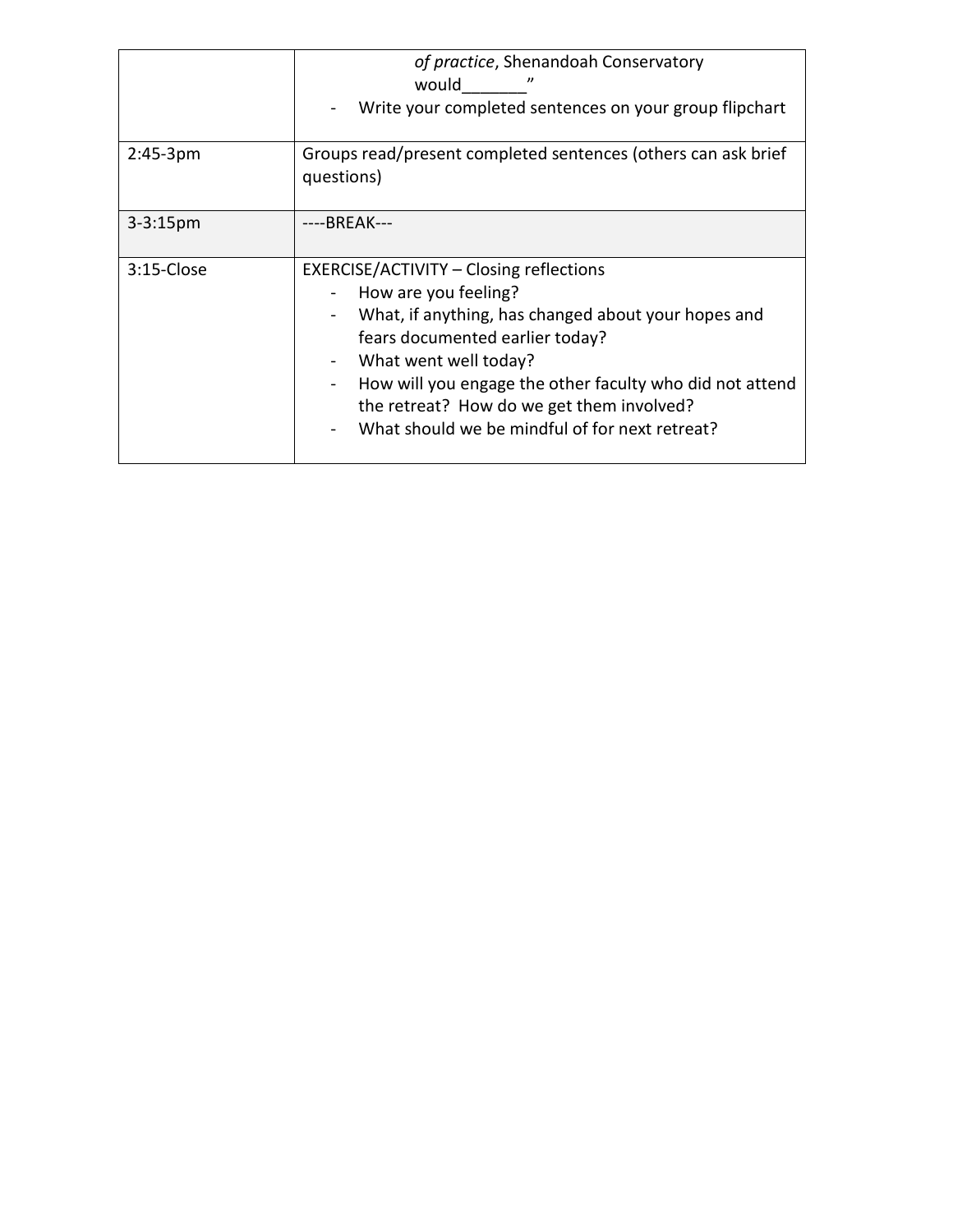| | |
|---|---|
| | *of practice*, Shenandoah Conservatory would_______"<br>- Write your completed sentences on your group flipchart |
| 2:45-3pm | Groups read/present completed sentences (others can ask brief questions) |
| 3-3:15pm | ----BREAK--- |
| 3:15-Close | EXERCISE/ACTIVITY – Closing reflections<br>- How are you feeling?<br>- What, if anything, has changed about your hopes and fears documented earlier today?<br>- What went well today?<br>- How will you engage the other faculty who did not attend the retreat? How do we get them involved?<br>- What should we be mindful of for next retreat? |